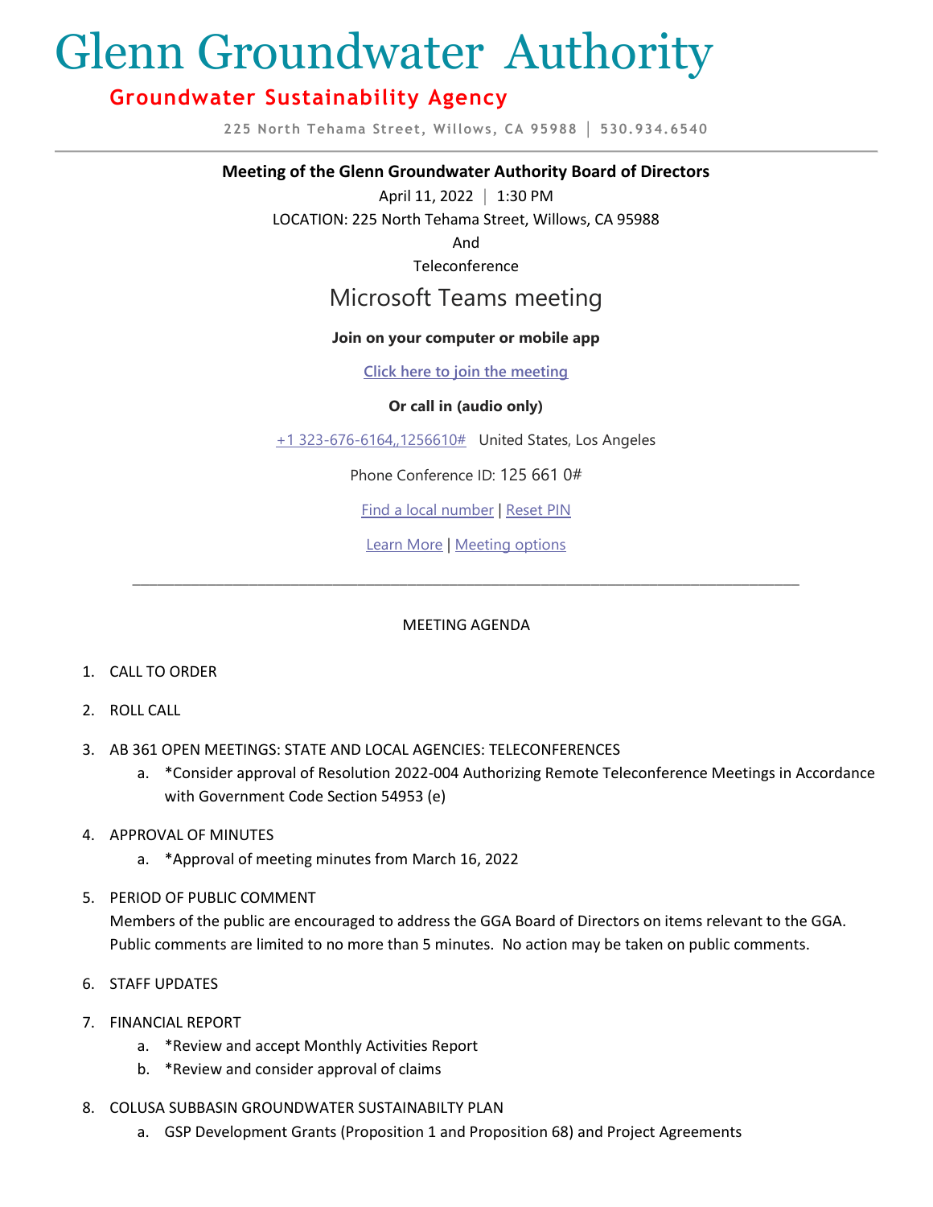# Glenn Groundwater Authority

## Groundwater Sustainability Agency

225 North Tehama Street, Willows, CA 95988 | 530.934.6540

---

**Meeting of the Glenn Groundwater Authority Board of Directors**

April 11, 2022 | 1:30 PM

LOCATION: 225 North Tehama Street, Willows, CA 95988

And

Teleconference

Microsoft Teams meeting

**Join on your computer or mobile app**

**Click here to join the meeting**

**Or call in (audio only)**

+1 323-676-6164,,1256610# United States, Los Angeles

Phone Conference ID: 125 661 0#

Find a local number | Reset PIN

Learn More | Meeting options

---

MEETING AGENDA

1. CALL TO ORDER
2. ROLL CALL
3. AB 361 OPEN MEETINGS: STATE AND LOCAL AGENCIES: TELECONFERENCES
   a. *Consider approval of Resolution 2022-004 Authorizing Remote Teleconference Meetings in Accordance with Government Code Section 54953 (e)
4. APPROVAL OF MINUTES
   a. *Approval of meeting minutes from March 16, 2022
5. PERIOD OF PUBLIC COMMENT
   Members of the public are encouraged to address the GGA Board of Directors on items relevant to the GGA. Public comments are limited to no more than 5 minutes. No action may be taken on public comments.
6. STAFF UPDATES
7. FINANCIAL REPORT
   a. *Review and accept Monthly Activities Report
   b. *Review and consider approval of claims
8. COLUSA SUBBASIN GROUNDWATER SUSTAINABILTY PLAN
   a. GSP Development Grants (Proposition 1 and Proposition 68) and Project Agreements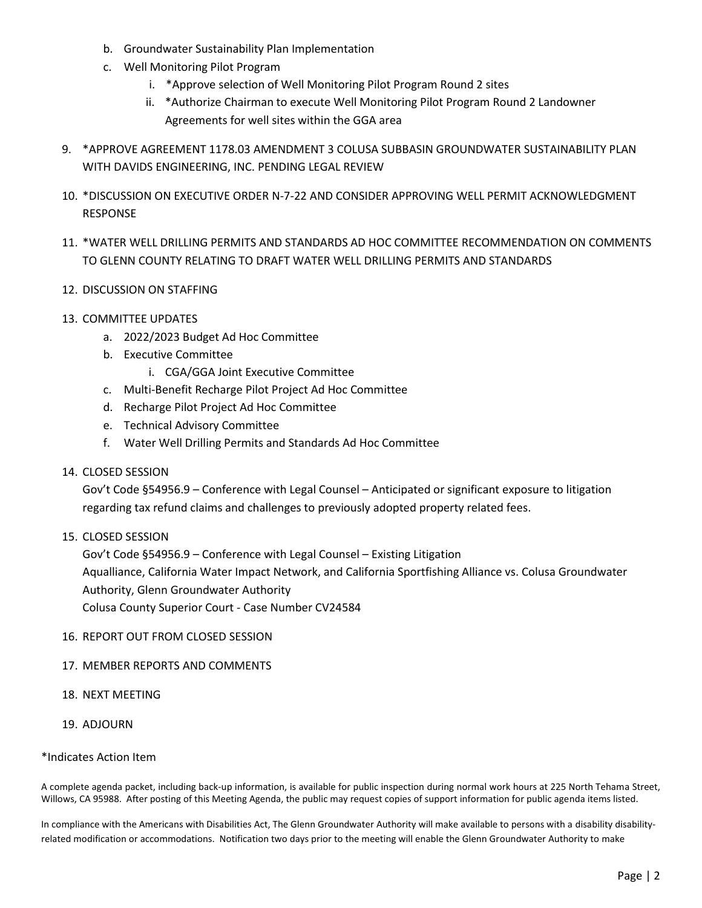b. Groundwater Sustainability Plan Implementation
   c. Well Monitoring Pilot Program
      i. *Approve selection of Well Monitoring Pilot Program Round 2 sites
      ii. *Authorize Chairman to execute Well Monitoring Pilot Program Round 2 Landowner Agreements for well sites within the GGA area

9. *APPROVE AGREEMENT 1178.03 AMENDMENT 3 COLUSA SUBBASIN GROUNDWATER SUSTAINABILITY PLAN WITH DAVIDS ENGINEERING, INC. PENDING LEGAL REVIEW

10. *DISCUSSION ON EXECUTIVE ORDER N-7-22 AND CONSIDER APPROVING WELL PERMIT ACKNOWLEDGMENT RESPONSE

11. *WATER WELL DRILLING PERMITS AND STANDARDS AD HOC COMMITTEE RECOMMENDATION ON COMMENTS TO GLENN COUNTY RELATING TO DRAFT WATER WELL DRILLING PERMITS AND STANDARDS

12. DISCUSSION ON STAFFING

13. COMMITTEE UPDATES
    a. 2022/2023 Budget Ad Hoc Committee
    b. Executive Committee
       i. CGA/GGA Joint Executive Committee
    c. Multi-Benefit Recharge Pilot Project Ad Hoc Committee
    d. Recharge Pilot Project Ad Hoc Committee
    e. Technical Advisory Committee
    f. Water Well Drilling Permits and Standards Ad Hoc Committee

14. CLOSED SESSION

    Gov't Code §54956.9 – Conference with Legal Counsel – Anticipated or significant exposure to litigation regarding tax refund claims and challenges to previously adopted property related fees.

15. CLOSED SESSION

    Gov't Code §54956.9 – Conference with Legal Counsel – Existing Litigation
    Aqualliance, California Water Impact Network, and California Sportfishing Alliance vs. Colusa Groundwater Authority, Glenn Groundwater Authority
    Colusa County Superior Court - Case Number CV24584

16. REPORT OUT FROM CLOSED SESSION

17. MEMBER REPORTS AND COMMENTS

18. NEXT MEETING

19. ADJOURN

*Indicates Action Item

A complete agenda packet, including back-up information, is available for public inspection during normal work hours at 225 North Tehama Street, Willows, CA 95988. After posting of this Meeting Agenda, the public may request copies of support information for public agenda items listed.

In compliance with the Americans with Disabilities Act, The Glenn Groundwater Authority will make available to persons with a disability disability-related modification or accommodations. Notification two days prior to the meeting will enable the Glenn Groundwater Authority to make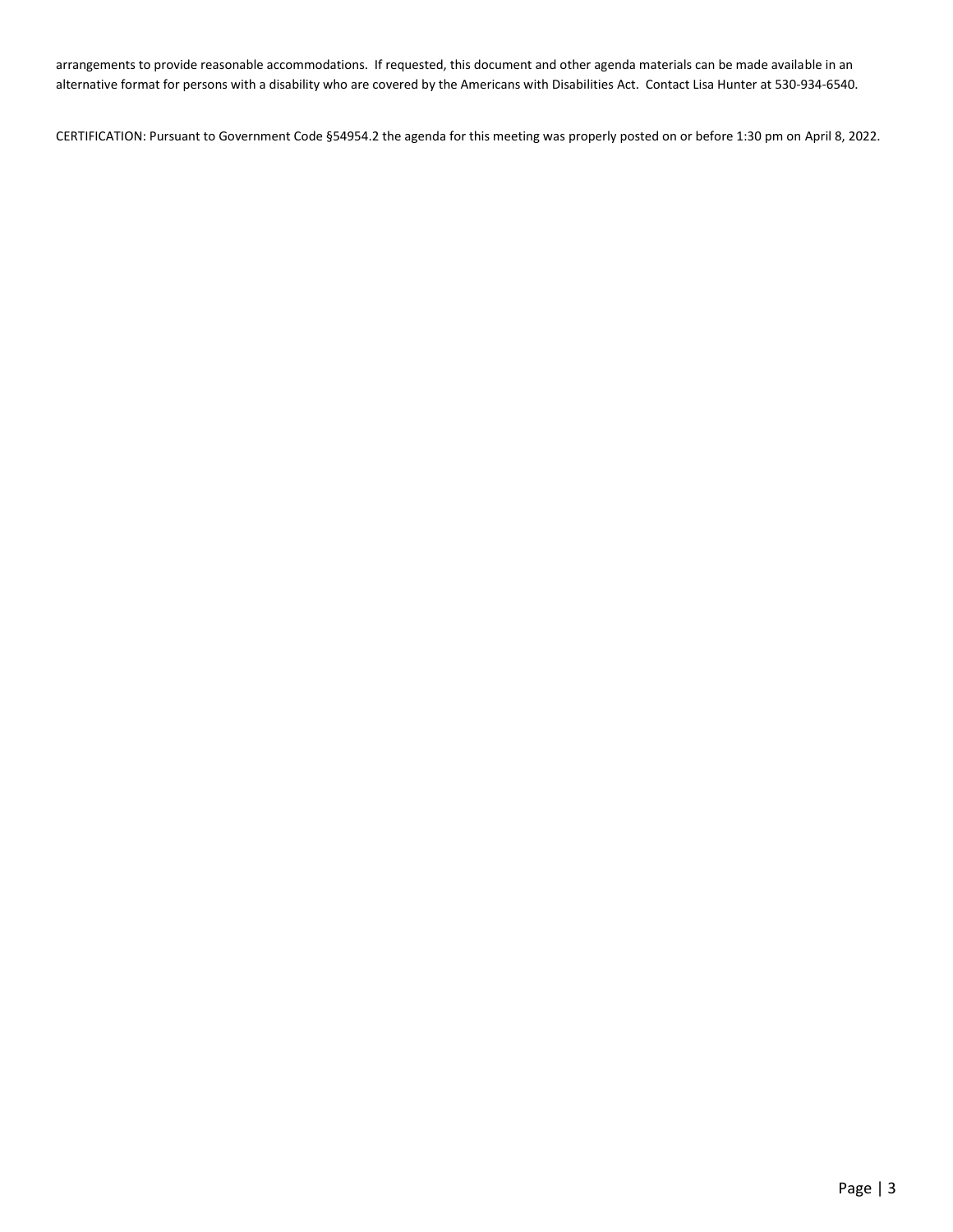arrangements to provide reasonable accommodations. If requested, this document and other agenda materials can be made available in an alternative format for persons with a disability who are covered by the Americans with Disabilities Act. Contact Lisa Hunter at 530-934-6540.

CERTIFICATION: Pursuant to Government Code §54954.2 the agenda for this meeting was properly posted on or before 1:30 pm on April 8, 2022.